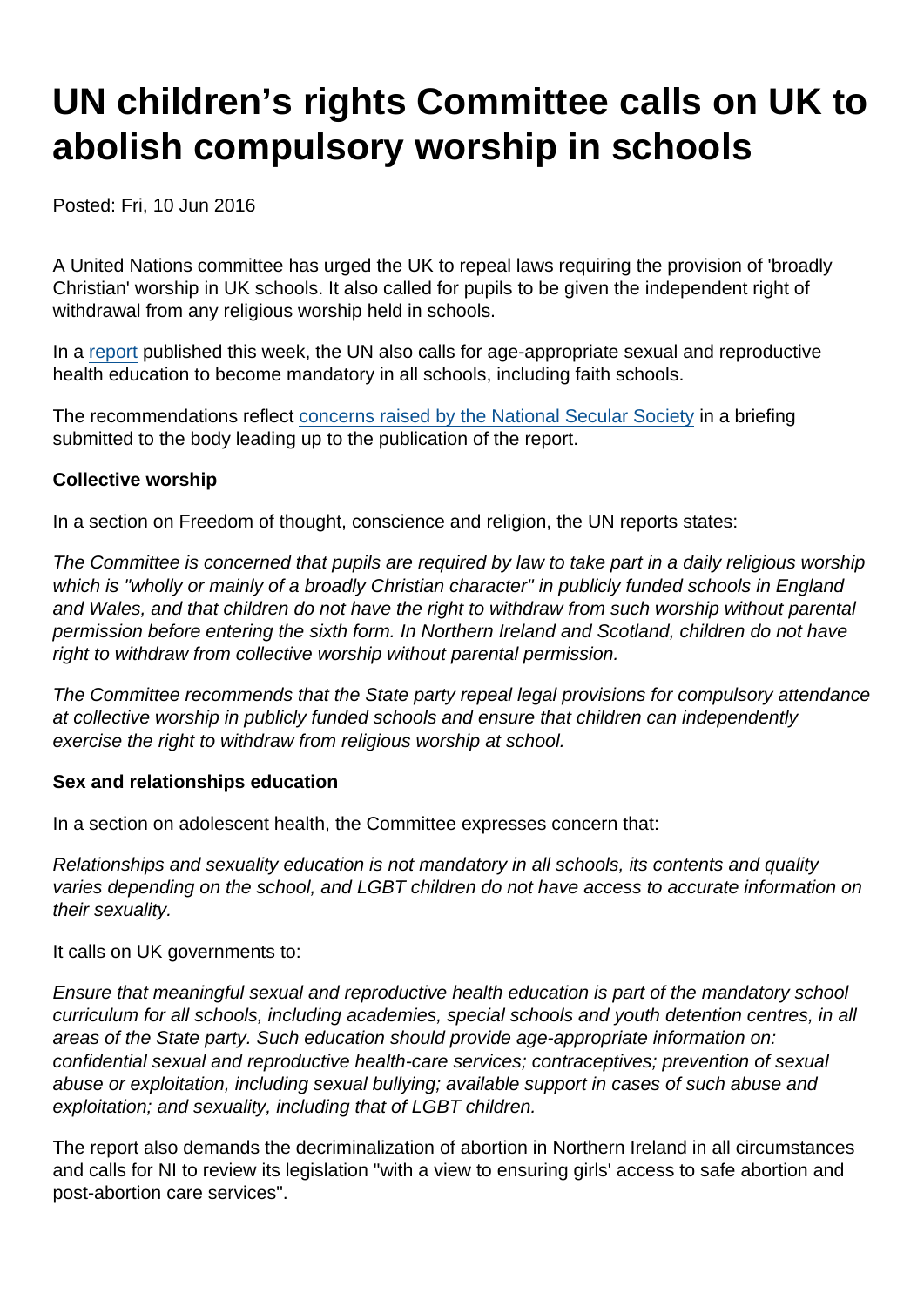# UN children's rights Committee calls on UK to abolish compulsory worship in schools

Posted: Fri, 10 Jun 2016

A United Nations committee has urged the UK to repeal laws requiring the provision of 'broadly Christian' worship in UK schools. It also called for pupils to be given the independent right of withdrawal from any religious worship held in schools.

In a report published this week, the UN also calls for age-appropriate sexual and reproductive health education to become mandatory in all schools, including faith schools.

The recommendations reflect concerns raised by the National Secular Society in a briefing submitted to the body leading up to the publication of the report.

**Collective worship**

In a section on Freedom of thought, conscience and religion, the UN reports states:

*The Committee is concerned that pupils are required by law to take part in a daily religious worship which is "wholly or mainly of a broadly Christian character" in publicly funded schools in England and Wales, and that children do not have the right to withdraw from such worship without parental permission before entering the sixth form. In Northern Ireland and Scotland, children do not have right to withdraw from collective worship without parental permission.*

*The Committee recommends that the State party repeal legal provisions for compulsory attendance at collective worship in publicly funded schools and ensure that children can independently exercise the right to withdraw from religious worship at school.*

**Sex and relationships education**

In a section on adolescent health, the Committee expresses concern that:

*Relationships and sexuality education is not mandatory in all schools, its contents and quality varies depending on the school, and LGBT children do not have access to accurate information on their sexuality.*

It calls on UK governments to:

*Ensure that meaningful sexual and reproductive health education is part of the mandatory school curriculum for all schools, including academies, special schools and youth detention centres, in all areas of the State party. Such education should provide age-appropriate information on: confidential sexual and reproductive health-care services; contraceptives; prevention of sexual abuse or exploitation, including sexual bullying; available support in cases of such abuse and exploitation; and sexuality, including that of LGBT children.*

The report also demands the decriminalization of abortion in Northern Ireland in all circumstances and calls for NI to review its legislation "with a view to ensuring girls' access to safe abortion and post-abortion care services".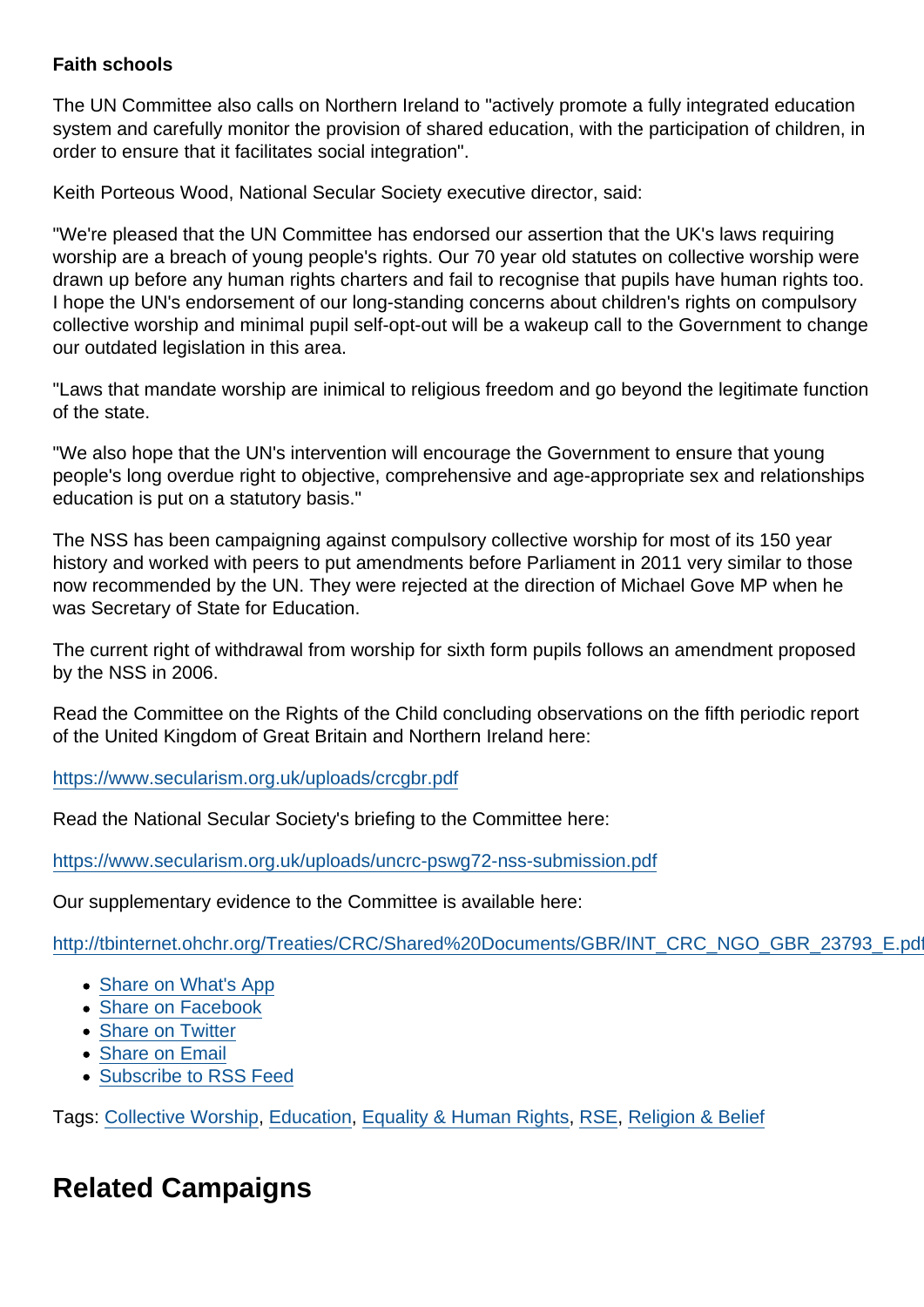**Faith schools**

The UN Committee also calls on Northern Ireland to "actively promote a fully integrated education system and carefully monitor the provision of shared education, with the participation of children, in order to ensure that it facilitates social integration".

Keith Porteous Wood, National Secular Society executive director, said:

"We're pleased that the UN Committee has endorsed our assertion that the UK's laws requiring worship are a breach of young people's rights. Our 70 year old statutes on collective worship were drawn up before any human rights charters and fail to recognise that pupils have human rights too. I hope the UN's endorsement of our long-standing concerns about children's rights on compulsory collective worship and minimal pupil self-opt-out will be a wakeup call to the Government to change our outdated legislation in this area.

"Laws that mandate worship are inimical to religious freedom and go beyond the legitimate function of the state.

"We also hope that the UN's intervention will encourage the Government to ensure that young people's long overdue right to objective, comprehensive and age-appropriate sex and relationships education is put on a statutory basis."

The NSS has been campaigning against compulsory collective worship for most of its 150 year history and worked with peers to put amendments before Parliament in 2011 very similar to those now recommended by the UN. They were rejected at the direction of Michael Gove MP when he was Secretary of State for Education.

The current right of withdrawal from worship for sixth form pupils follows an amendment proposed by the NSS in 2006.

Read the Committee on the Rights of the Child concluding observations on the fifth periodic report of the United Kingdom of Great Britain and Northern Ireland here:

https://www.secularism.org.uk/uploads/crcgbr.pdf

Read the National Secular Society's briefing to the Committee here:

https://www.secularism.org.uk/uploads/uncrc-pswg72-nss-submission.pdf

Our supplementary evidence to the Committee is available here:

http://tbinternet.ohchr.org/Treaties/CRC/Shared%20Documents/GBR/INT_CRC_NGO_GBR_23793_E.pdf

- Share on What's App
- Share on Facebook
- Share on Twitter
- Share on Email
- Subscribe to RSS Feed

Tags: Collective Worship, Education, Equality & Human Rights, RSE, Religion & Belief

## Related Campaigns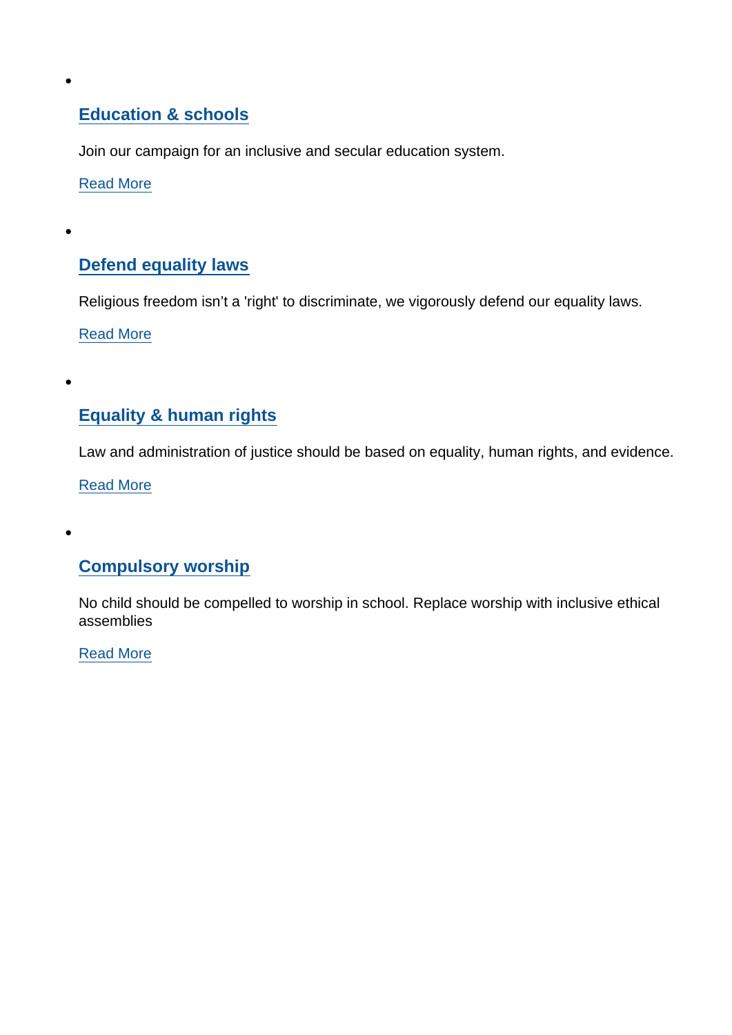- ### Education & schools

  Join our campaign for an inclusive and secular education system.

  Read More

- ### Defend equality laws

  Religious freedom isn't a 'right' to discriminate, we vigorously defend our equality laws.

  Read More

- ### Equality & human rights

  Law and administration of justice should be based on equality, human rights, and evidence.

  Read More

- ### Compulsory worship

  No child should be compelled to worship in school. Replace worship with inclusive ethical assemblies

  Read More